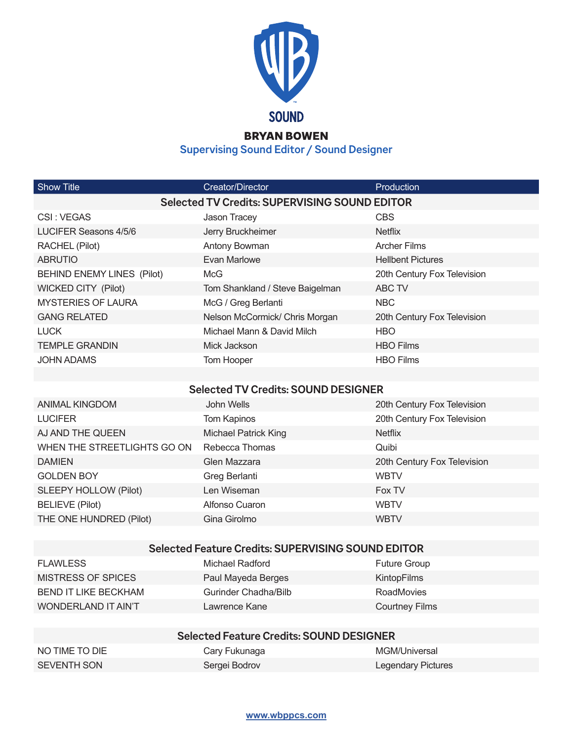SOUND

# BRYAN BOWEN

## Supervising Sound Editor / Sound Designer

| Show Title | Creator/Director | Production |
|---|---|---|
| **Selected TV Credits: SUPERVISING SOUND EDITOR** | | |
| CSI : VEGAS | Jason Tracey | CBS |
| LUCIFER Seasons 4/5/6 | Jerry Bruckheimer | Netflix |
| RACHEL (Pilot) | Antony Bowman | Archer Films |
| ABRUTIO | Evan Marlowe | Hellbent Pictures |
| BEHIND ENEMY LINES (Pilot) | McG | 20th Century Fox Television |
| WICKED CITY (Pilot) | Tom Shankland / Steve Baigelman | ABC TV |
| MYSTERIES OF LAURA | McG / Greg Berlanti | NBC |
| GANG RELATED | Nelson McCormick/ Chris Morgan | 20th Century Fox Television |
| LUCK | Michael Mann & David Milch | HBO |
| TEMPLE GRANDIN | Mick Jackson | HBO Films |
| JOHN ADAMS | Tom Hooper | HBO Films |
| **Selected TV Credits: SOUND DESIGNER** | | |
| ANIMAL KINGDOM | John Wells | 20th Century Fox Television |
| LUCIFER | Tom Kapinos | 20th Century Fox Television |
| AJ AND THE QUEEN | Michael Patrick King | Netflix |
| WHEN THE STREETLIGHTS GO ON | Rebecca Thomas | Quibi |
| DAMIEN | Glen Mazzara | 20th Century Fox Television |
| GOLDEN BOY | Greg Berlanti | WBTV |
| SLEEPY HOLLOW (Pilot) | Len Wiseman | Fox TV |
| BELIEVE (Pilot) | Alfonso Cuaron | WBTV |
| THE ONE HUNDRED (Pilot) | Gina Girolmo | WBTV |
| **Selected Feature Credits: SUPERVISING SOUND EDITOR** | | |
| FLAWLESS | Michael Radford | Future Group |
| MISTRESS OF SPICES | Paul Mayeda Berges | KintopFilms |
| BEND IT LIKE BECKHAM | Gurinder Chadha/Bilb | RoadMovies |
| WONDERLAND IT AIN'T | Lawrence Kane | Courtney Films |
| **Selected Feature Credits: SOUND DESIGNER** | | |
| NO TIME TO DIE | Cary Fukunaga | MGM/Universal |
| SEVENTH SON | Sergei Bodrov | Legendary Pictures |

www.wbppcs.com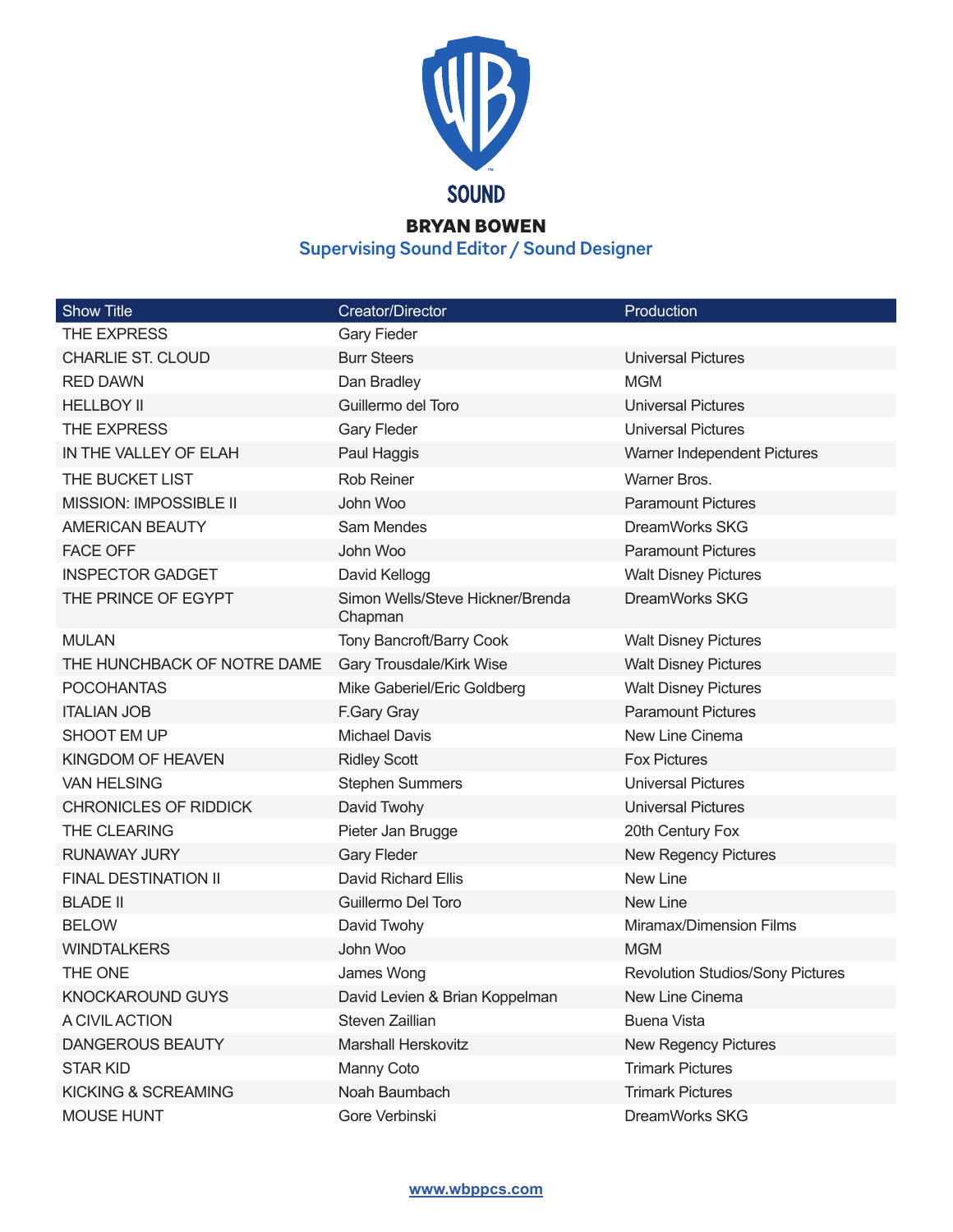SOUND

# BRYAN BOWEN

## Supervising Sound Editor / Sound Designer

| Show Title | Creator/Director | Production |
|---|---|---|
| THE EXPRESS | Gary Fieder | |
| CHARLIE ST. CLOUD | Burr Steers | Universal Pictures |
| RED DAWN | Dan Bradley | MGM |
| HELLBOY II | Guillermo del Toro | Universal Pictures |
| THE EXPRESS | Gary Fleder | Universal Pictures |
| IN THE VALLEY OF ELAH | Paul Haggis | Warner Independent Pictures |
| THE BUCKET LIST | Rob Reiner | Warner Bros. |
| MISSION: IMPOSSIBLE II | John Woo | Paramount Pictures |
| AMERICAN BEAUTY | Sam Mendes | DreamWorks SKG |
| FACE OFF | John Woo | Paramount Pictures |
| INSPECTOR GADGET | David Kellogg | Walt Disney Pictures |
| THE PRINCE OF EGYPT | Simon Wells/Steve Hickner/Brenda Chapman | DreamWorks SKG |
| MULAN | Tony Bancroft/Barry Cook | Walt Disney Pictures |
| THE HUNCHBACK OF NOTRE DAME | Gary Trousdale/Kirk Wise | Walt Disney Pictures |
| POCOHANTAS | Mike Gaberiel/Eric Goldberg | Walt Disney Pictures |
| ITALIAN JOB | F.Gary Gray | Paramount Pictures |
| SHOOT EM UP | Michael Davis | New Line Cinema |
| KINGDOM OF HEAVEN | Ridley Scott | Fox Pictures |
| VAN HELSING | Stephen Summers | Universal Pictures |
| CHRONICLES OF RIDDICK | David Twohy | Universal Pictures |
| THE CLEARING | Pieter Jan Brugge | 20th Century Fox |
| RUNAWAY JURY | Gary Fleder | New Regency Pictures |
| FINAL DESTINATION II | David Richard Ellis | New Line |
| BLADE II | Guillermo Del Toro | New Line |
| BELOW | David Twohy | Miramax/Dimension Films |
| WINDTALKERS | John Woo | MGM |
| THE ONE | James Wong | Revolution Studios/Sony Pictures |
| KNOCKAROUND GUYS | David Levien & Brian Koppelman | New Line Cinema |
| A CIVIL ACTION | Steven Zaillian | Buena Vista |
| DANGEROUS BEAUTY | Marshall Herskovitz | New Regency Pictures |
| STAR KID | Manny Coto | Trimark Pictures |
| KICKING & SCREAMING | Noah Baumbach | Trimark Pictures |
| MOUSE HUNT | Gore Verbinski | DreamWorks SKG |

www.wbppcs.com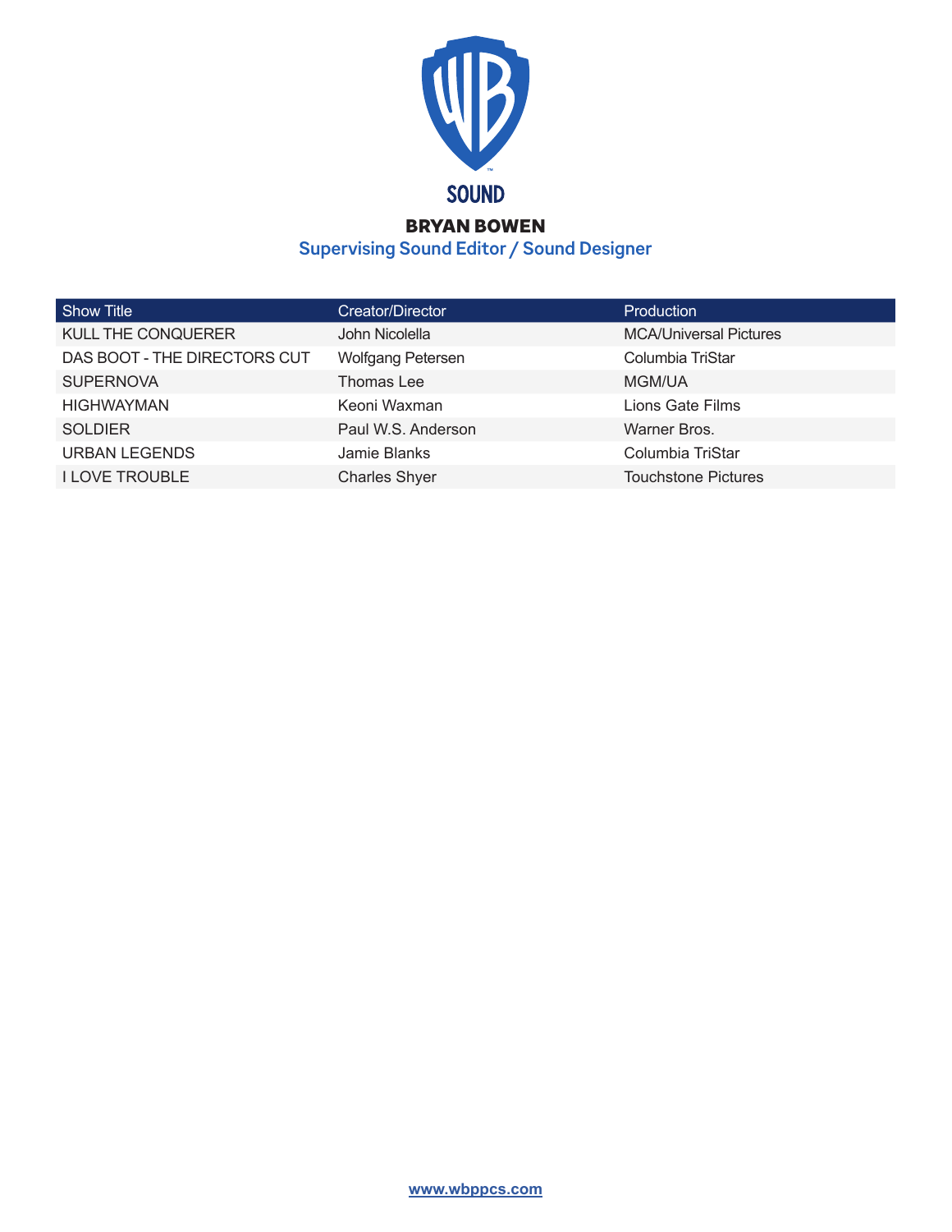SOUND

# BRYAN BOWEN

## Supervising Sound Editor / Sound Designer

| Show Title | Creator/Director | Production |
| --- | --- | --- |
| KULL THE CONQUERER | John Nicolella | MCA/Universal Pictures |
| DAS BOOT - THE DIRECTORS CUT | Wolfgang Petersen | Columbia TriStar |
| SUPERNOVA | Thomas Lee | MGM/UA |
| HIGHWAYMAN | Keoni Waxman | Lions Gate Films |
| SOLDIER | Paul W.S. Anderson | Warner Bros. |
| URBAN LEGENDS | Jamie Blanks | Columbia TriStar |
| I LOVE TROUBLE | Charles Shyer | Touchstone Pictures |

www.wbppcs.com